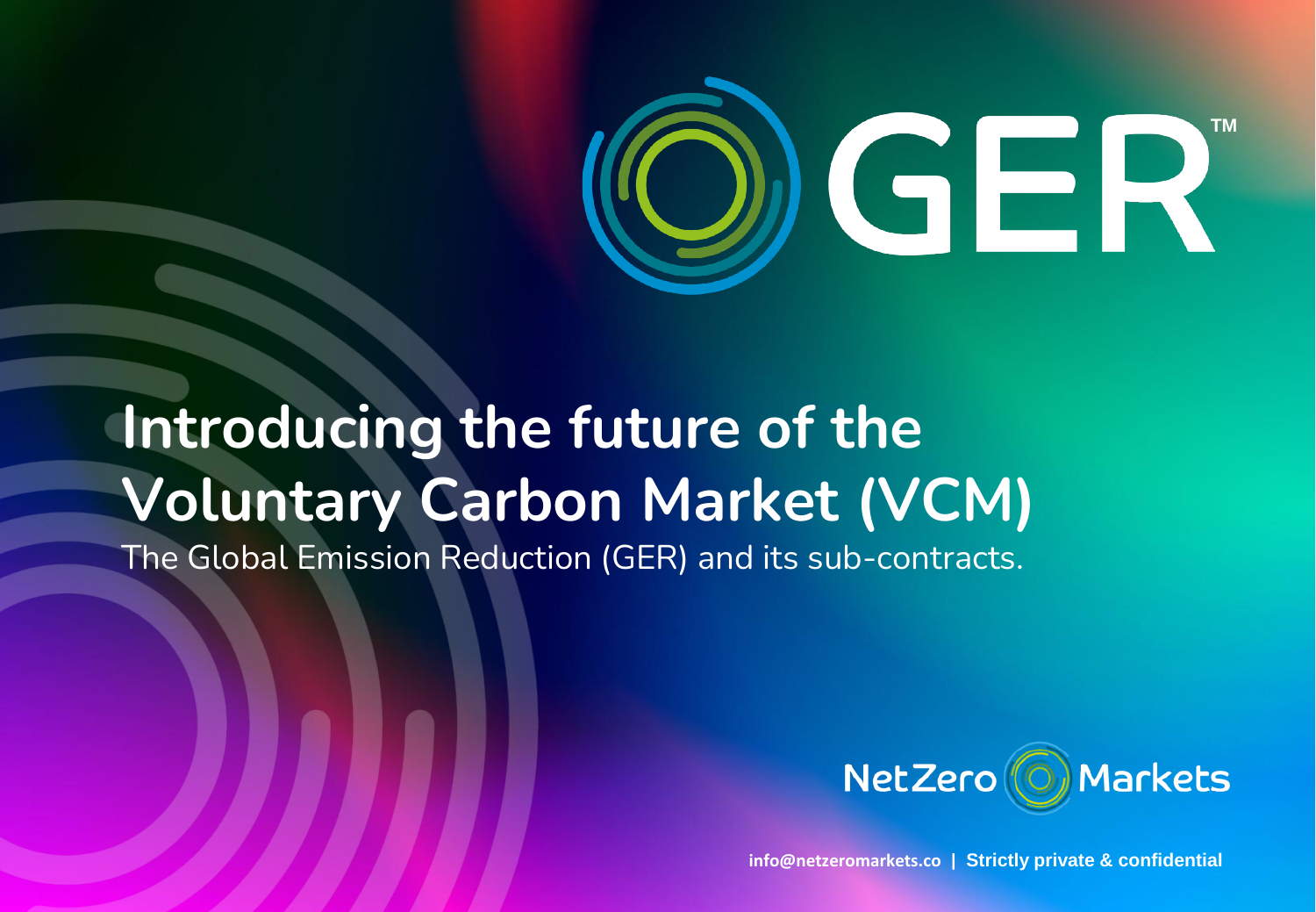GER™

# Introducing the future of the Voluntary Carbon Market (VCM)

The Global Emission Reduction (GER) and its sub-contracts.

NetZero Markets

info@netzeromarkets.co | Strictly private & confidential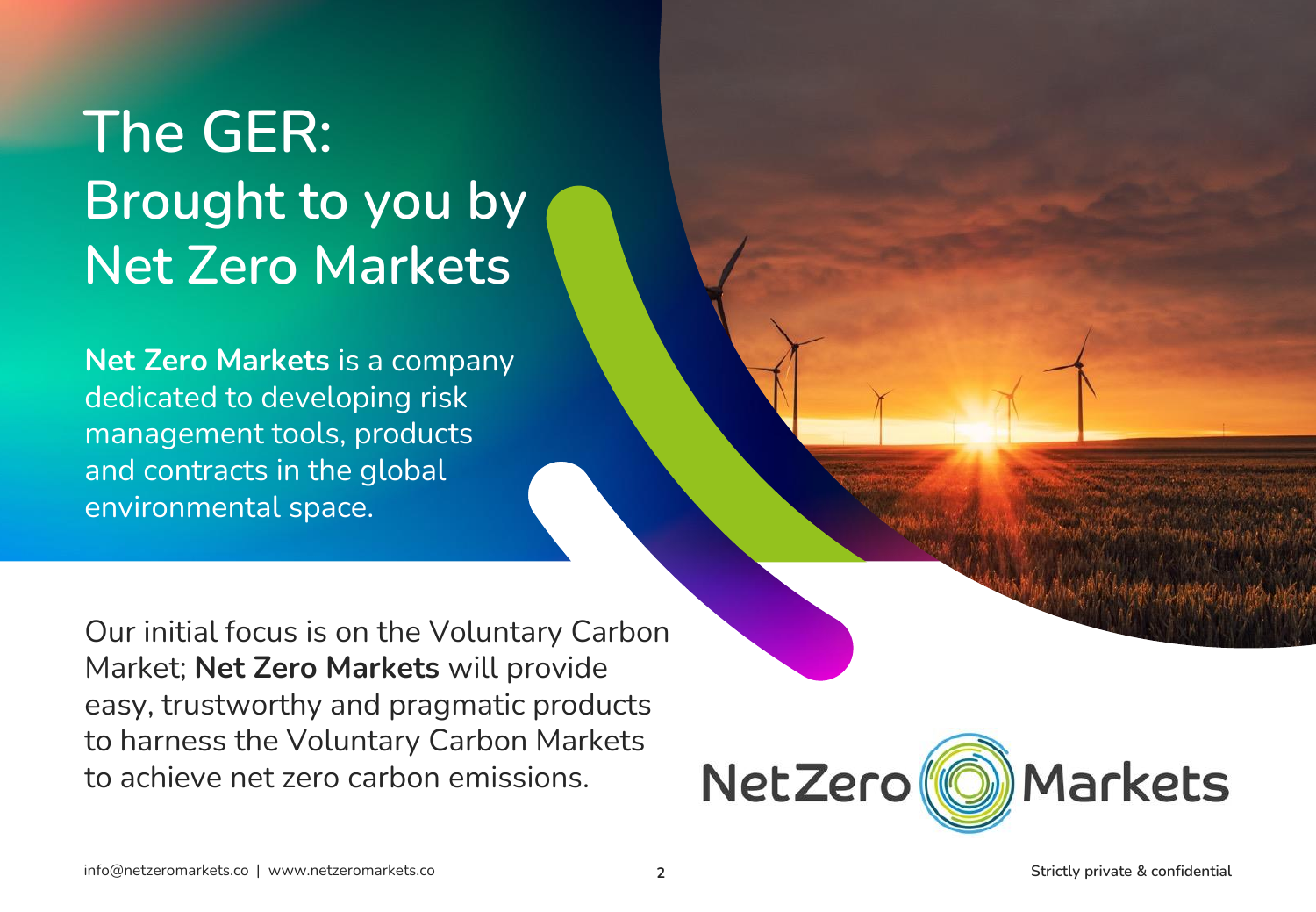# The GER: Brought to you by Net Zero Markets

**Net Zero Markets** is a company dedicated to developing risk management tools, products and contracts in the global environmental space.

Our initial focus is on the Voluntary Carbon Market; **Net Zero Markets** will provide easy, trustworthy and pragmatic products to harness the Voluntary Carbon Markets to achieve net zero carbon emissions.

info@netzeromarkets.co | www.netzeromarkets.co

Strictly private & confidential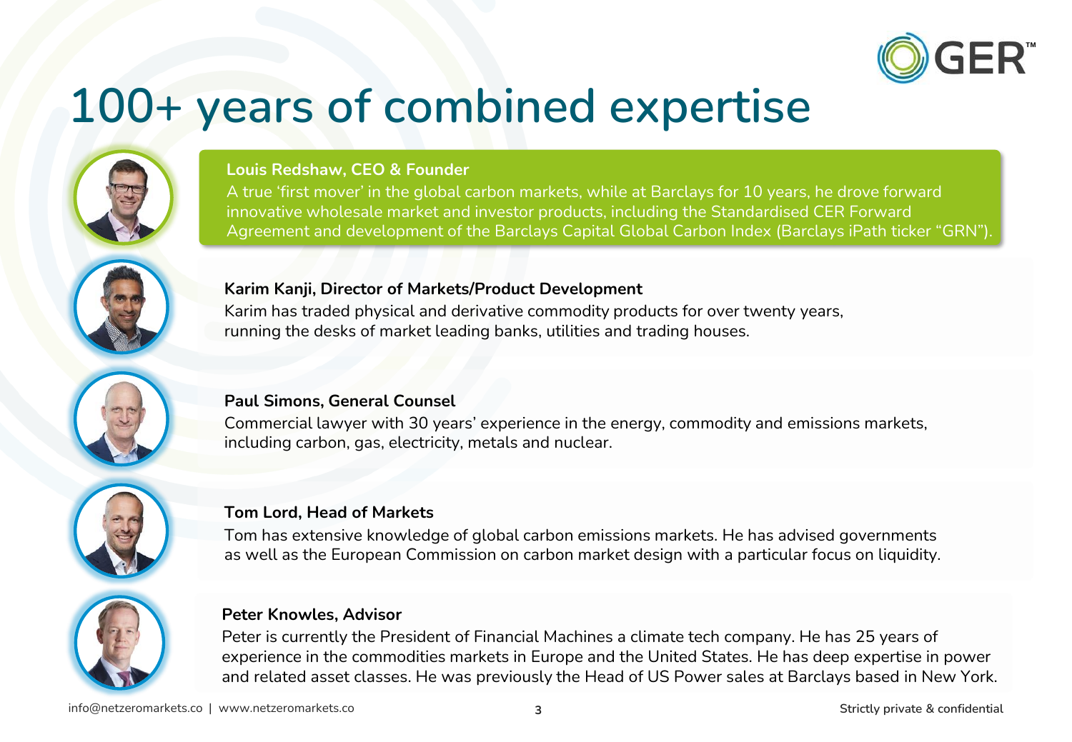# 100+ years of combined expertise

**Louis Redshaw, CEO & Founder**

A true 'first mover' in the global carbon markets, while at Barclays for 10 years, he drove forward innovative wholesale market and investor products, including the Standardised CER Forward Agreement and development of the Barclays Capital Global Carbon Index (Barclays iPath ticker "GRN").

**Karim Kanji, Director of Markets/Product Development**

Karim has traded physical and derivative commodity products for over twenty years, running the desks of market leading banks, utilities and trading houses.

**Paul Simons, General Counsel**

Commercial lawyer with 30 years' experience in the energy, commodity and emissions markets, including carbon, gas, electricity, metals and nuclear.

**Tom Lord, Head of Markets**

Tom has extensive knowledge of global carbon emissions markets. He has advised governments as well as the European Commission on carbon market design with a particular focus on liquidity.

**Peter Knowles, Advisor**

Peter is currently the President of Financial Machines a climate tech company. He has 25 years of experience in the commodities markets in Europe and the United States. He has deep expertise in power and related asset classes. He was previously the Head of US Power sales at Barclays based in New York.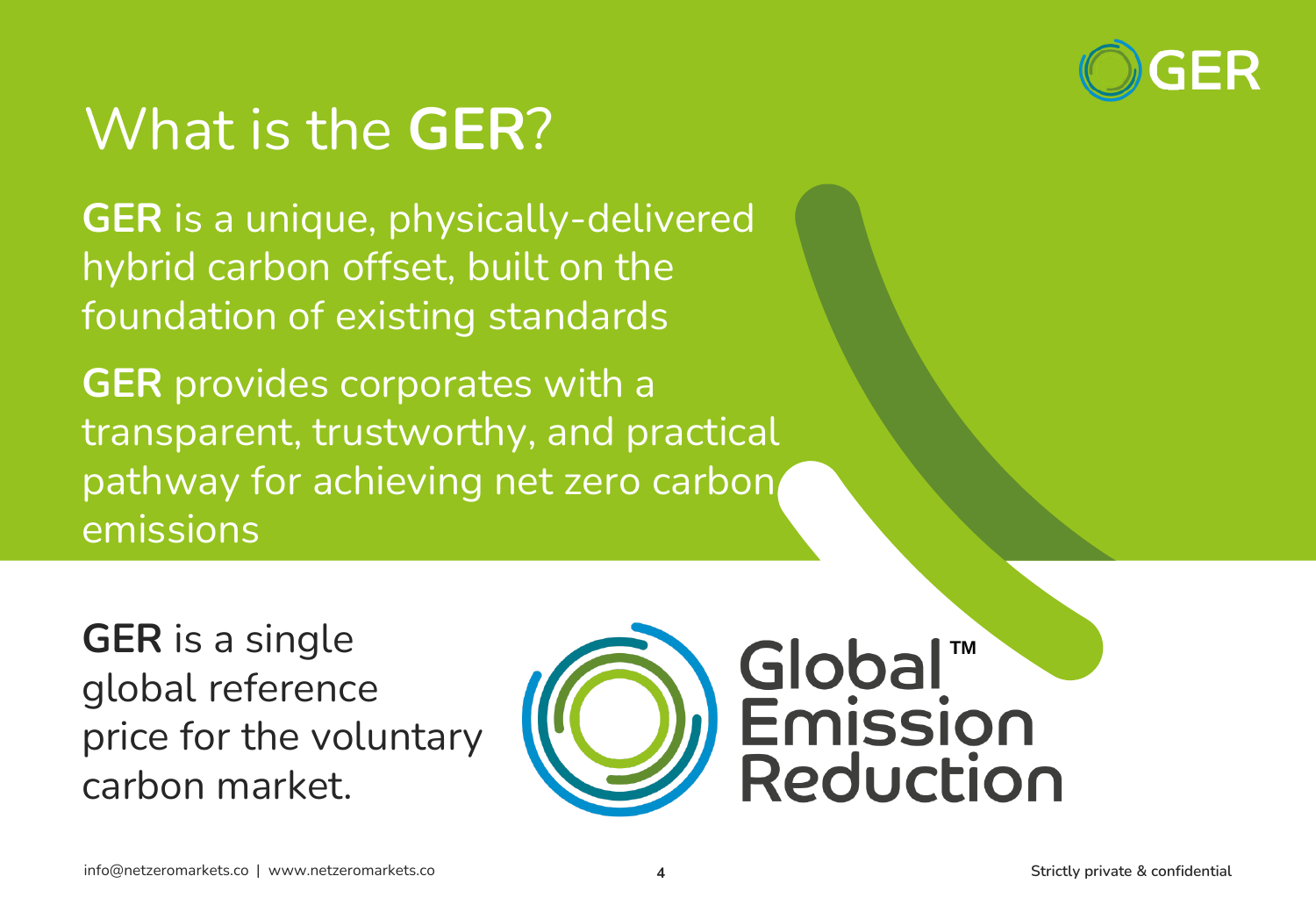# What is the **GER**?

**GER** is a unique, physically-delivered hybrid carbon offset, built on the foundation of existing standards

**GER** provides corporates with a transparent, trustworthy, and practical pathway for achieving net zero carbon emissions

**GER** is a single global reference price for the voluntary carbon market.

Global™ Emission Reduction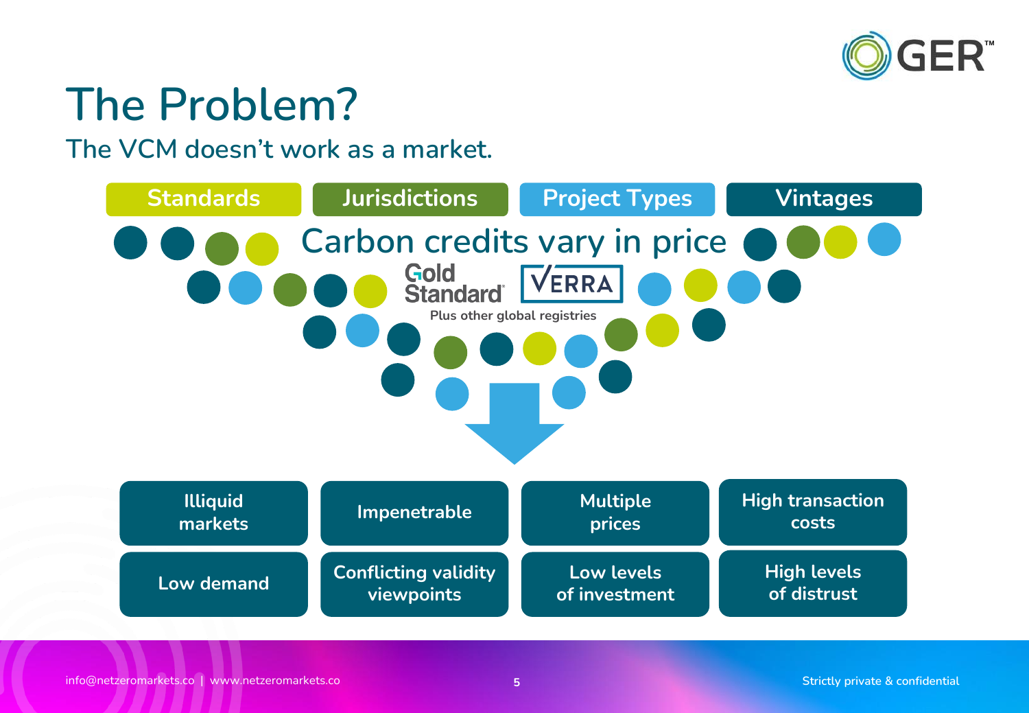# The Problem?

## The VCM doesn't work as a market.

| Standards | Jurisdictions | Project Types | Vintages |
|---|---|---|---|

**Carbon credits vary in price**

Gold Standard | VERRA

Plus other global registries

| | | | |
|---|---|---|---|
| Illiquid markets | Impenetrable | Multiple prices | High transaction costs |
| Low demand | Conflicting validity viewpoints | Low levels of investment | High levels of distrust |

info@netzeromarkets.co | www.netzeromarkets.co

Strictly private & confidential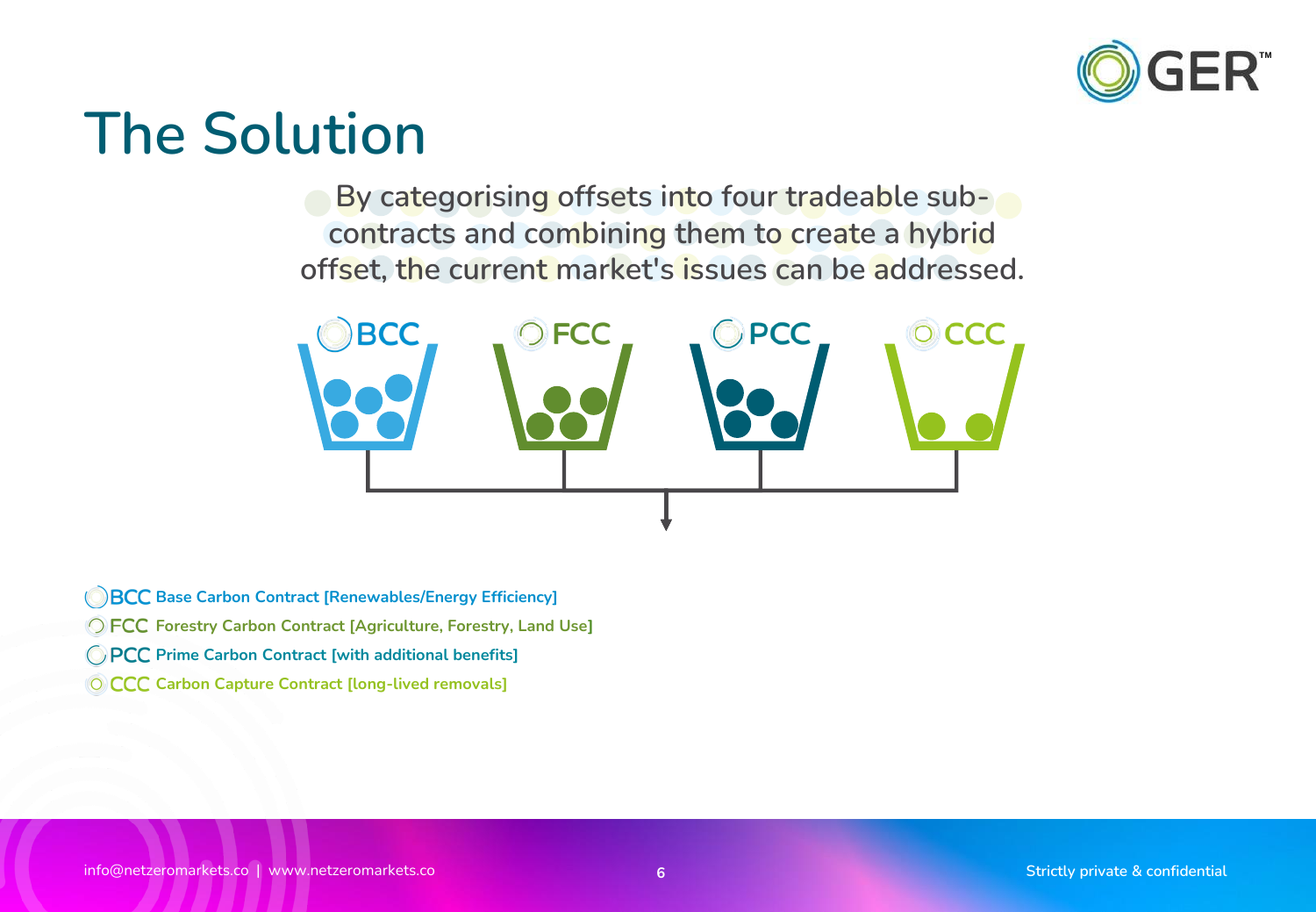# The Solution

By categorising offsets into four tradeable sub-contracts and combining them to create a hybrid offset, the current market's issues can be addressed.

BCC FCC PCC CCC

- **BCC** Base Carbon Contract [Renewables/Energy Efficiency]
- **FCC** Forestry Carbon Contract [Agriculture, Forestry, Land Use]
- **PCC** Prime Carbon Contract [with additional benefits]
- **CCC** Carbon Capture Contract [long-lived removals]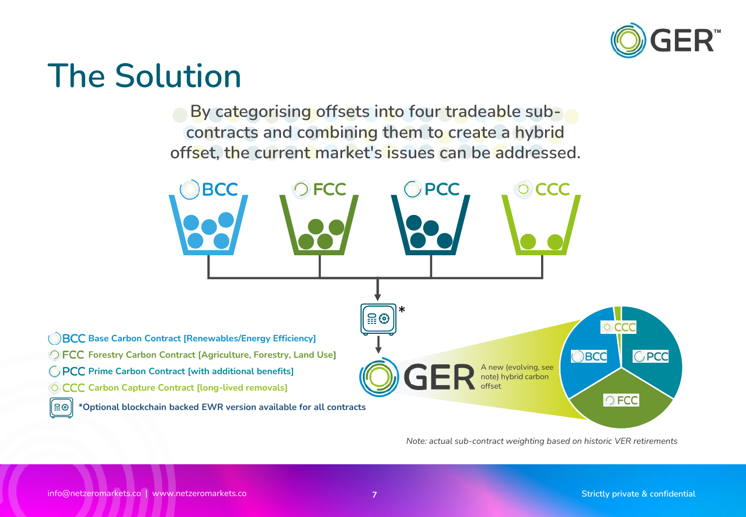# The Solution

By categorising offsets into four tradeable sub-contracts and combining them to create a hybrid offset, the current market's issues can be addressed.

BCC FCC PCC CCC

GER A new (evolving, see note) hybrid carbon offset

- **BCC** Base Carbon Contract [Renewables/Energy Efficiency]
- **FCC** Forestry Carbon Contract [Agriculture, Forestry, Land Use]
- **PCC** Prime Carbon Contract [with additional benefits]
- **CCC** Carbon Capture Contract [long-lived removals]

**\*Optional blockchain backed EWR version available for all contracts**

*Note: actual sub-contract weighting based on historic VER retirements*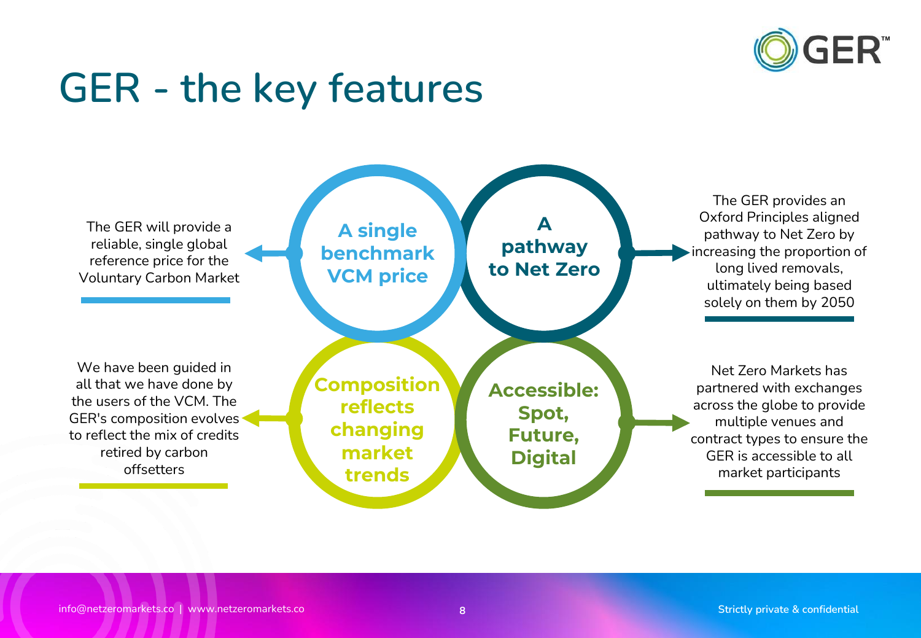# GER - the key features

## A single benchmark VCM price

The GER will provide a reliable, single global reference price for the Voluntary Carbon Market

## A pathway to Net Zero

The GER provides an Oxford Principles aligned pathway to Net Zero by increasing the proportion of long lived removals, ultimately being based solely on them by 2050

## Composition reflects changing market trends

We have been guided in all that we have done by the users of the VCM. The GER's composition evolves to reflect the mix of credits retired by carbon offsetters

## Accessible: Spot, Future, Digital

Net Zero Markets has partnered with exchanges across the globe to provide multiple venues and contract types to ensure the GER is accessible to all market participants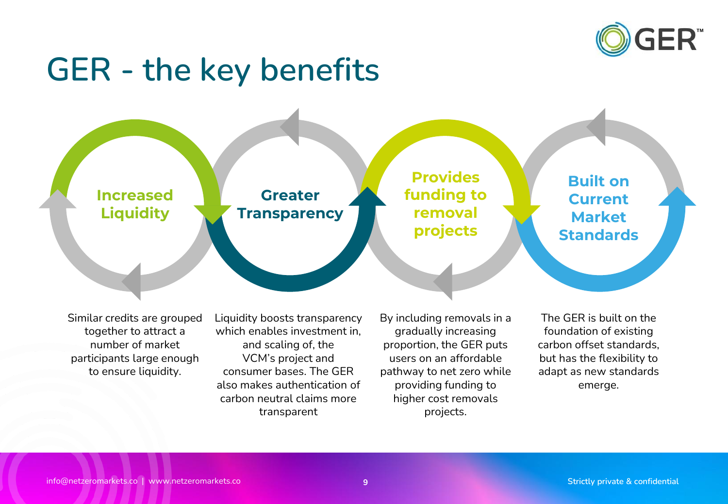# GER - the key benefits

### Increased Liquidity

Similar credits are grouped together to attract a number of market participants large enough to ensure liquidity.

### Greater Transparency

Liquidity boosts transparency which enables investment in, and scaling of, the VCM's project and consumer bases. The GER also makes authentication of carbon neutral claims more transparent

### Provides funding to removal projects

By including removals in a gradually increasing proportion, the GER puts users on an affordable pathway to net zero while providing funding to higher cost removals projects.

### Built on Current Market Standards

The GER is built on the foundation of existing carbon offset standards, but has the flexibility to adapt as new standards emerge.

info@netzeromarkets.co | www.netzeromarkets.co

Strictly private & confidential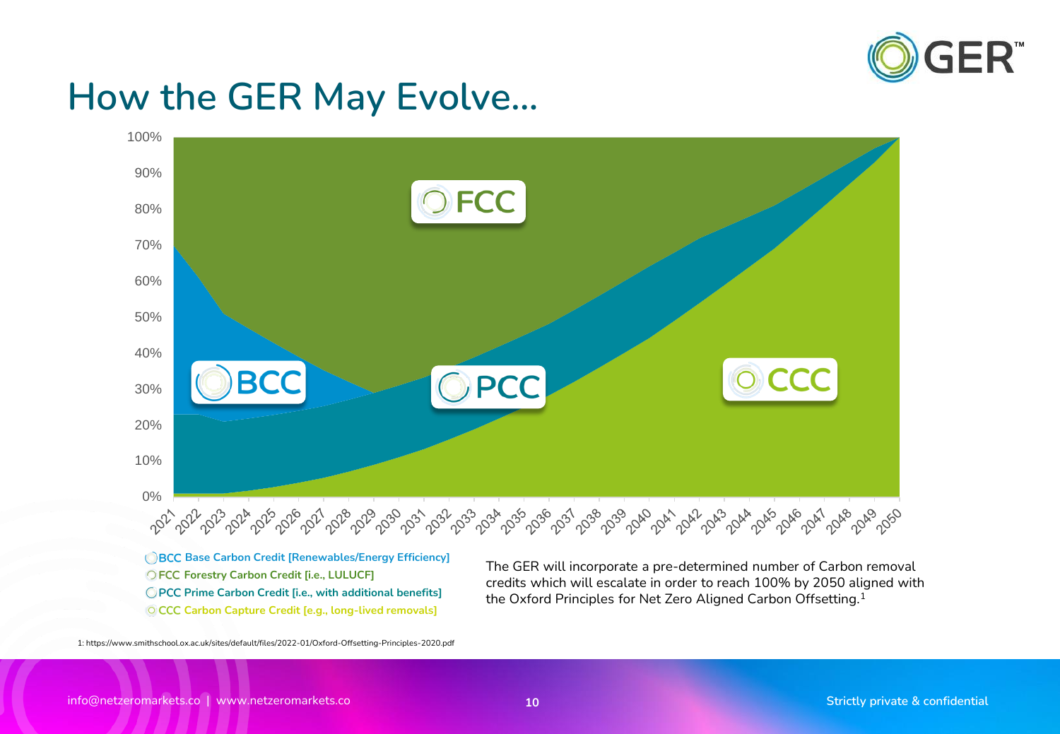# How the GER May Evolve…

- **BCC Base Carbon Credit [Renewables/Energy Efficiency]**
- **FCC Forestry Carbon Credit [i.e., LULUCF]**
- **PCC Prime Carbon Credit [i.e., with additional benefits]**
- **CCC Carbon Capture Credit [e.g., long-lived removals]**

The GER will incorporate a pre-determined number of Carbon removal credits which will escalate in order to reach 100% by 2050 aligned with the Oxford Principles for Net Zero Aligned Carbon Offsetting.[1]

1: https://www.smithschool.ox.ac.uk/sites/default/files/2022-01/Oxford-Offsetting-Principles-2020.pdf

info@netzeromarkets.co | www.netzeromarkets.co

Strictly private & confidential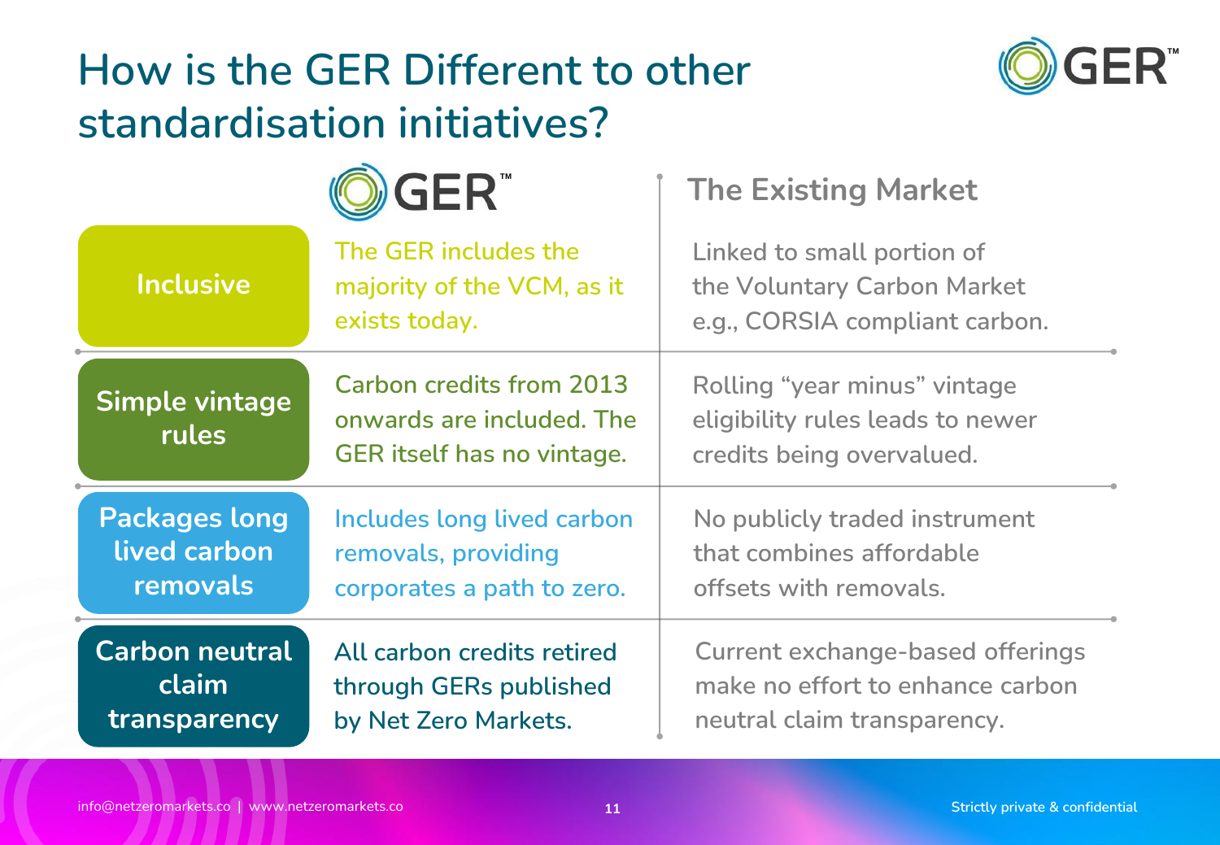# How is the GER Different to other standardisation initiatives?

| | GER | The Existing Market |
|---|---|---|
| **Inclusive** | The GER includes the majority of the VCM, as it exists today. | Linked to small portion of the Voluntary Carbon Market e.g., CORSIA compliant carbon. |
| **Simple vintage rules** | Carbon credits from 2013 onwards are included. The GER itself has no vintage. | Rolling "year minus" vintage eligibility rules leads to newer credits being overvalued. |
| **Packages long lived carbon removals** | Includes long lived carbon removals, providing corporates a path to zero. | No publicly traded instrument that combines affordable offsets with removals. |
| **Carbon neutral claim transparency** | All carbon credits retired through GERs published by Net Zero Markets. | Current exchange-based offerings make no effort to enhance carbon neutral claim transparency. |

info@netzeromarkets.co | www.netzeromarkets.co

Strictly private & confidential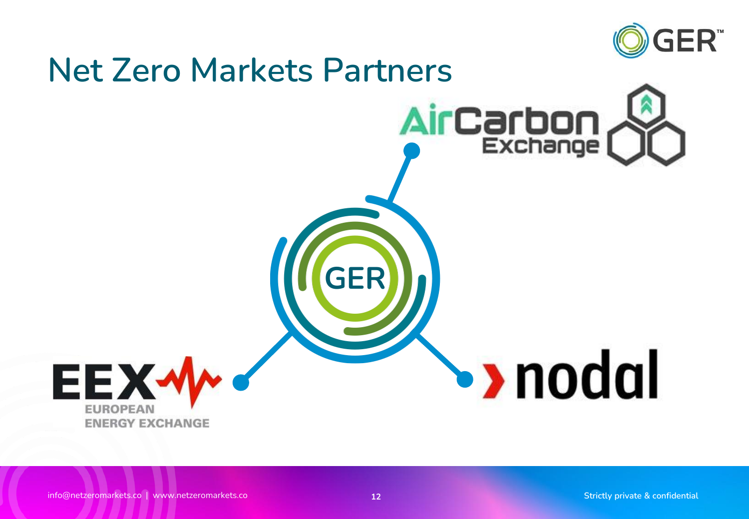# Net Zero Markets Partners

AirCarbon Exchange

GER

EEX EUROPEAN ENERGY EXCHANGE

nodal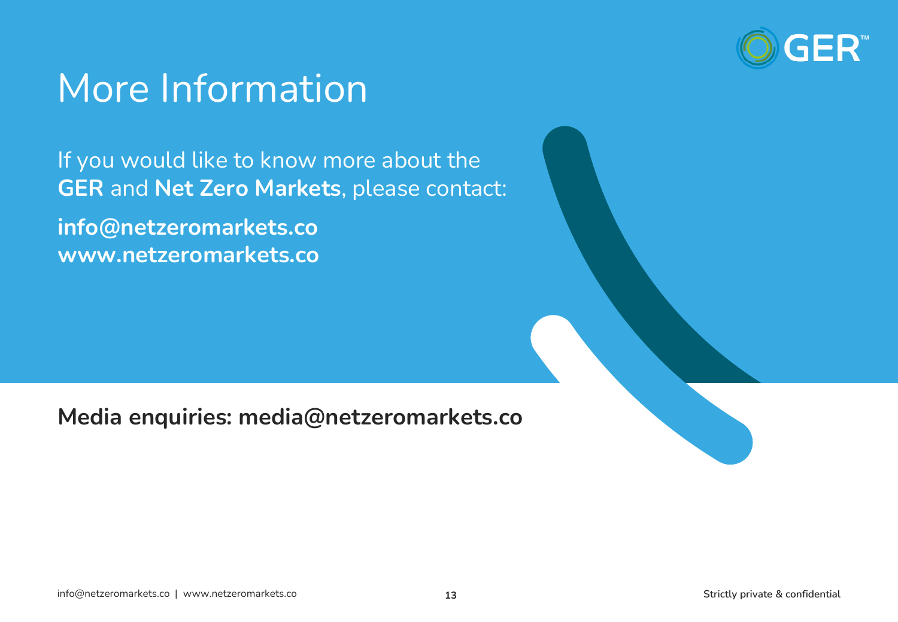# More Information

If you would like to know more about the **GER** and **Net Zero Markets**, please contact:

**info@netzeromarkets.co**
**www.netzeromarkets.co**

**Media enquiries: media@netzeromarkets.co**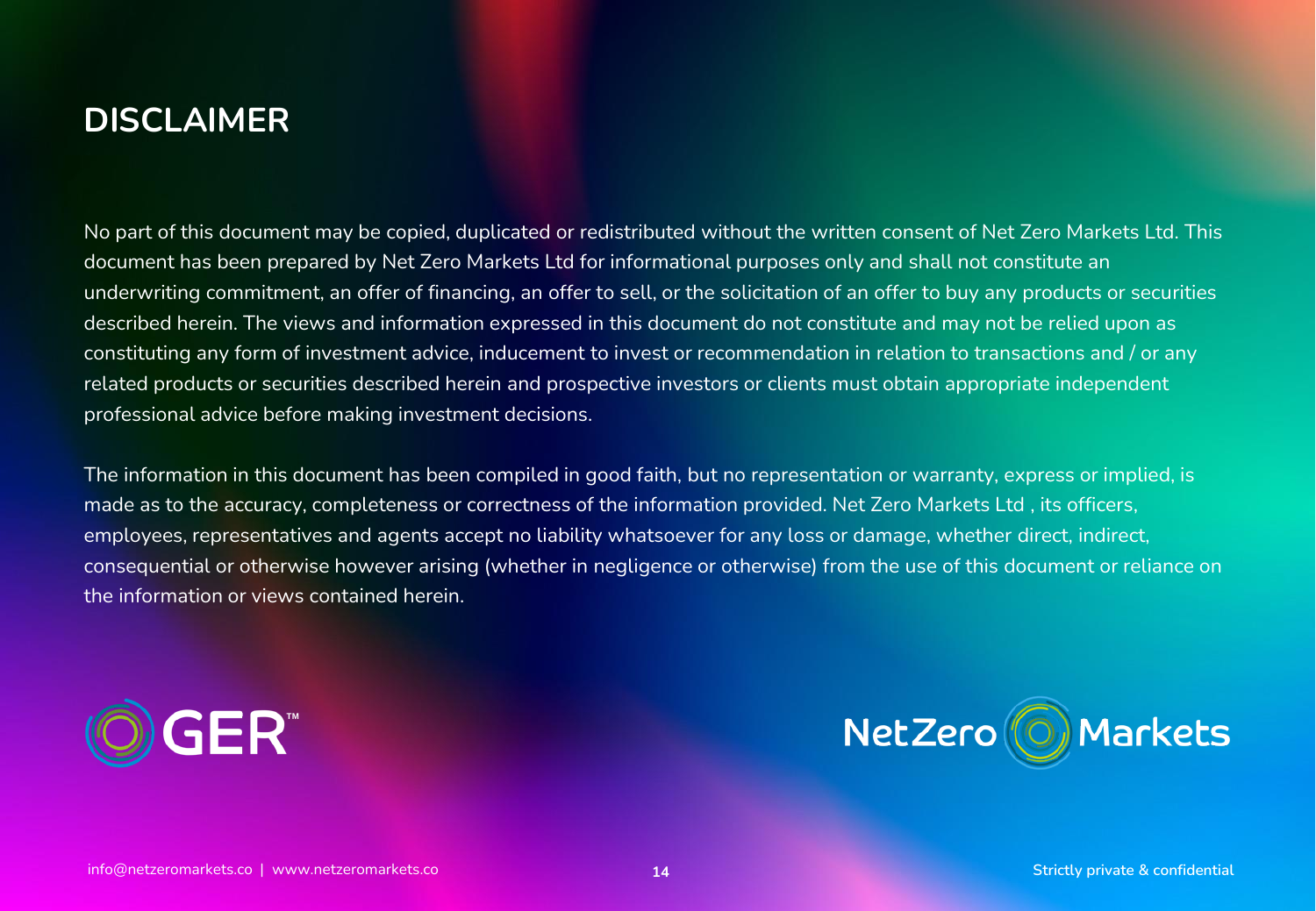# DISCLAIMER

No part of this document may be copied, duplicated or redistributed without the written consent of Net Zero Markets Ltd. This document has been prepared by Net Zero Markets Ltd for informational purposes only and shall not constitute an underwriting commitment, an offer of financing, an offer to sell, or the solicitation of an offer to buy any products or securities described herein. The views and information expressed in this document do not constitute and may not be relied upon as constituting any form of investment advice, inducement to invest or recommendation in relation to transactions and / or any related products or securities described herein and prospective investors or clients must obtain appropriate independent professional advice before making investment decisions.

The information in this document has been compiled in good faith, but no representation or warranty, express or implied, is made as to the accuracy, completeness or correctness of the information provided. Net Zero Markets Ltd , its officers, employees, representatives and agents accept no liability whatsoever for any loss or damage, whether direct, indirect, consequential or otherwise however arising (whether in negligence or otherwise) from the use of this document or reliance on the information or views contained herein.

GER™

NetZero Markets

info@netzeromarkets.co | www.netzeromarkets.co

Strictly private & confidential